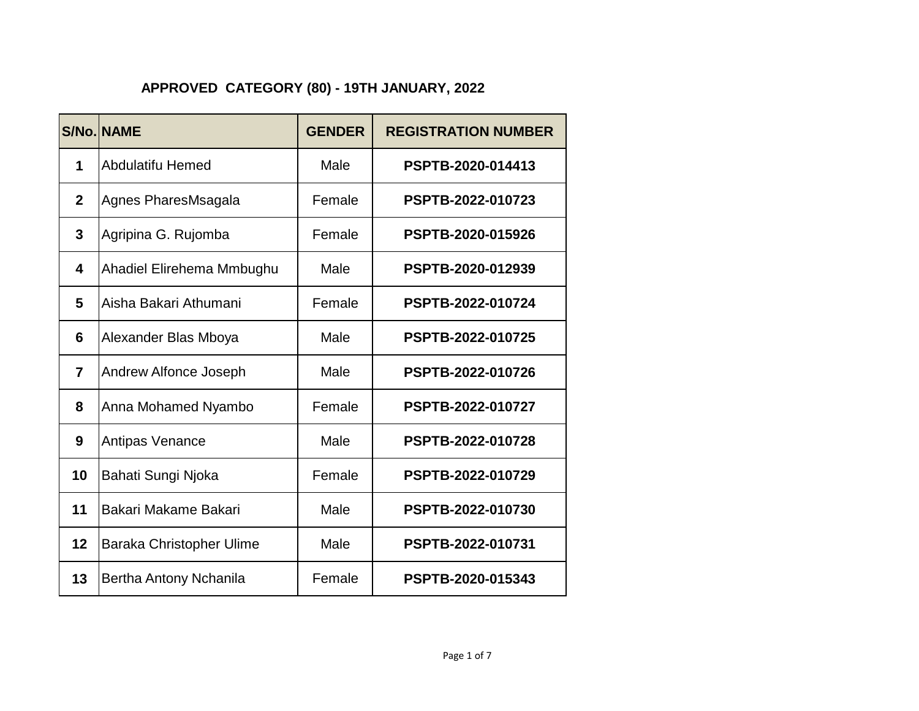## APPROVED CATEGORY (80) - 19TH JANUARY, 2022

| S/No. | NAME | GENDER | REGISTRATION NUMBER |
|---|---|---|---|
| 1 | Abdulatifu Hemed | Male | PSPTB-2020-014413 |
| 2 | Agnes PharesMsagala | Female | PSPTB-2022-010723 |
| 3 | Agripina G. Rujomba | Female | PSPTB-2020-015926 |
| 4 | Ahadiel Elirehema Mmbughu | Male | PSPTB-2020-012939 |
| 5 | Aisha Bakari Athumani | Female | PSPTB-2022-010724 |
| 6 | Alexander Blas Mboya | Male | PSPTB-2022-010725 |
| 7 | Andrew Alfonce Joseph | Male | PSPTB-2022-010726 |
| 8 | Anna Mohamed Nyambo | Female | PSPTB-2022-010727 |
| 9 | Antipas Venance | Male | PSPTB-2022-010728 |
| 10 | Bahati Sungi Njoka | Female | PSPTB-2022-010729 |
| 11 | Bakari Makame Bakari | Male | PSPTB-2022-010730 |
| 12 | Baraka Christopher Ulime | Male | PSPTB-2022-010731 |
| 13 | Bertha Antony Nchanila | Female | PSPTB-2020-015343 |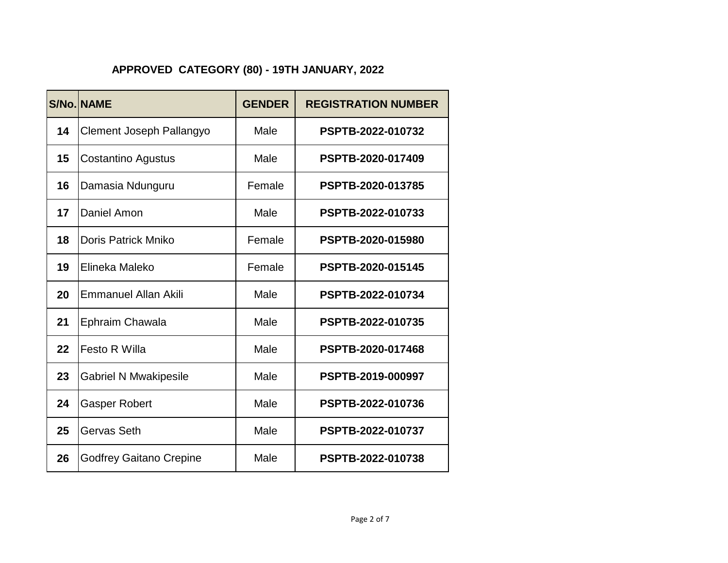## APPROVED CATEGORY (80) - 19TH JANUARY, 2022

| S/No. | NAME | GENDER | REGISTRATION NUMBER |
|---|---|---|---|
| **14** | Clement Joseph Pallangyo | Male | **PSPTB-2022-010732** |
| **15** | Costantino Agustus | Male | **PSPTB-2020-017409** |
| **16** | Damasia Ndunguru | Female | **PSPTB-2020-013785** |
| **17** | Daniel Amon | Male | **PSPTB-2022-010733** |
| **18** | Doris Patrick Mniko | Female | **PSPTB-2020-015980** |
| **19** | Elineka Maleko | Female | **PSPTB-2020-015145** |
| **20** | Emmanuel Allan Akili | Male | **PSPTB-2022-010734** |
| **21** | Ephraim Chawala | Male | **PSPTB-2022-010735** |
| **22** | Festo R Willa | Male | **PSPTB-2020-017468** |
| **23** | Gabriel N Mwakipesile | Male | **PSPTB-2019-000997** |
| **24** | Gasper Robert | Male | **PSPTB-2022-010736** |
| **25** | Gervas Seth | Male | **PSPTB-2022-010737** |
| **26** | Godfrey Gaitano Crepine | Male | **PSPTB-2022-010738** |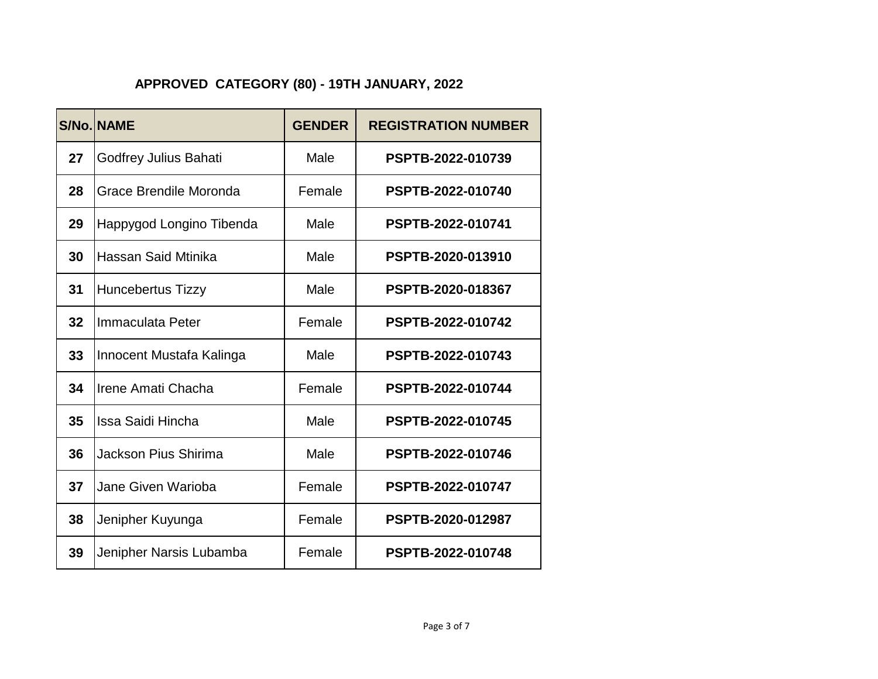## APPROVED CATEGORY (80) - 19TH JANUARY, 2022

| S/No. | NAME | GENDER | REGISTRATION NUMBER |
|---|---|---|---|
| **27** | Godfrey Julius Bahati | Male | **PSPTB-2022-010739** |
| **28** | Grace Brendile Moronda | Female | **PSPTB-2022-010740** |
| **29** | Happygod Longino Tibenda | Male | **PSPTB-2022-010741** |
| **30** | Hassan Said Mtinika | Male | **PSPTB-2020-013910** |
| **31** | Huncebertus Tizzy | Male | **PSPTB-2020-018367** |
| **32** | Immaculata Peter | Female | **PSPTB-2022-010742** |
| **33** | Innocent Mustafa Kalinga | Male | **PSPTB-2022-010743** |
| **34** | Irene Amati Chacha | Female | **PSPTB-2022-010744** |
| **35** | Issa Saidi Hincha | Male | **PSPTB-2022-010745** |
| **36** | Jackson Pius Shirima | Male | **PSPTB-2022-010746** |
| **37** | Jane Given Warioba | Female | **PSPTB-2022-010747** |
| **38** | Jenipher Kuyunga | Female | **PSPTB-2020-012987** |
| **39** | Jenipher Narsis Lubamba | Female | **PSPTB-2022-010748** |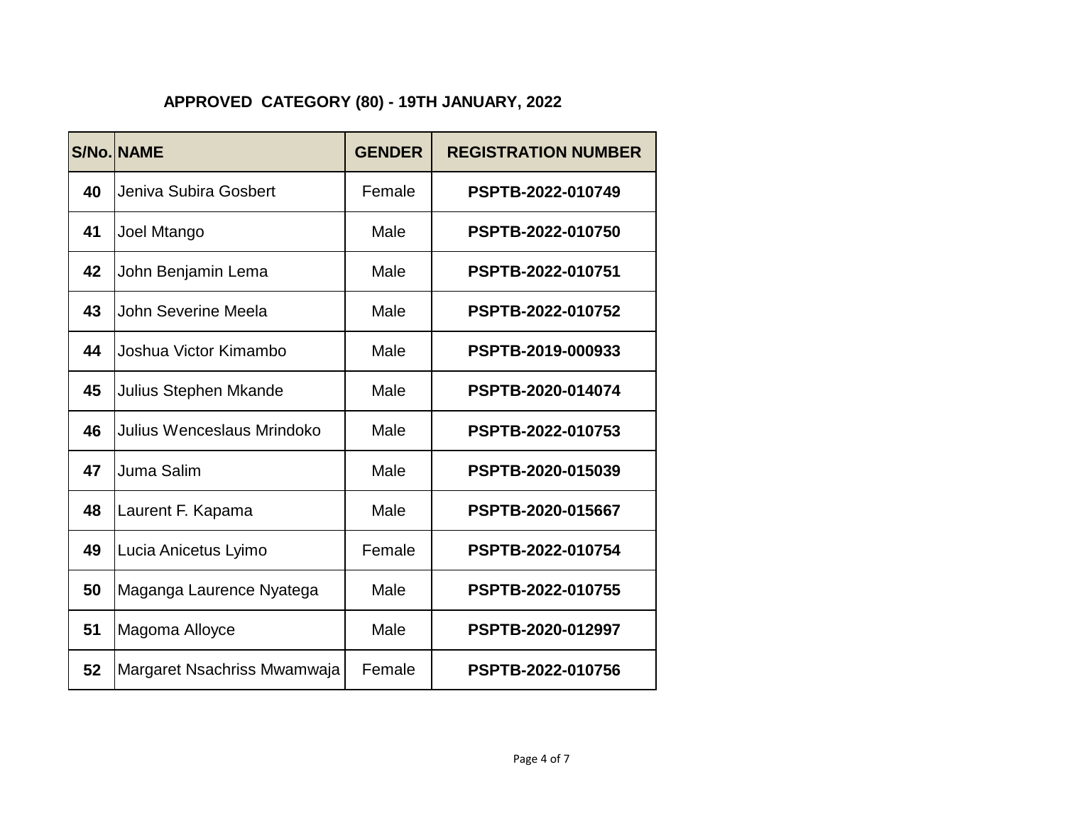## APPROVED CATEGORY (80) - 19TH JANUARY, 2022

| S/No. | NAME | GENDER | REGISTRATION NUMBER |
|---|---|---|---|
| **40** | Jeniva Subira Gosbert | Female | **PSPTB-2022-010749** |
| **41** | Joel Mtango | Male | **PSPTB-2022-010750** |
| **42** | John Benjamin Lema | Male | **PSPTB-2022-010751** |
| **43** | John Severine Meela | Male | **PSPTB-2022-010752** |
| **44** | Joshua Victor Kimambo | Male | **PSPTB-2019-000933** |
| **45** | Julius Stephen Mkande | Male | **PSPTB-2020-014074** |
| **46** | Julius Wenceslaus Mrindoko | Male | **PSPTB-2022-010753** |
| **47** | Juma Salim | Male | **PSPTB-2020-015039** |
| **48** | Laurent F. Kapama | Male | **PSPTB-2020-015667** |
| **49** | Lucia Anicetus Lyimo | Female | **PSPTB-2022-010754** |
| **50** | Maganga Laurence Nyatega | Male | **PSPTB-2022-010755** |
| **51** | Magoma Alloyce | Male | **PSPTB-2020-012997** |
| **52** | Margaret Nsachriss Mwamwaja | Female | **PSPTB-2022-010756** |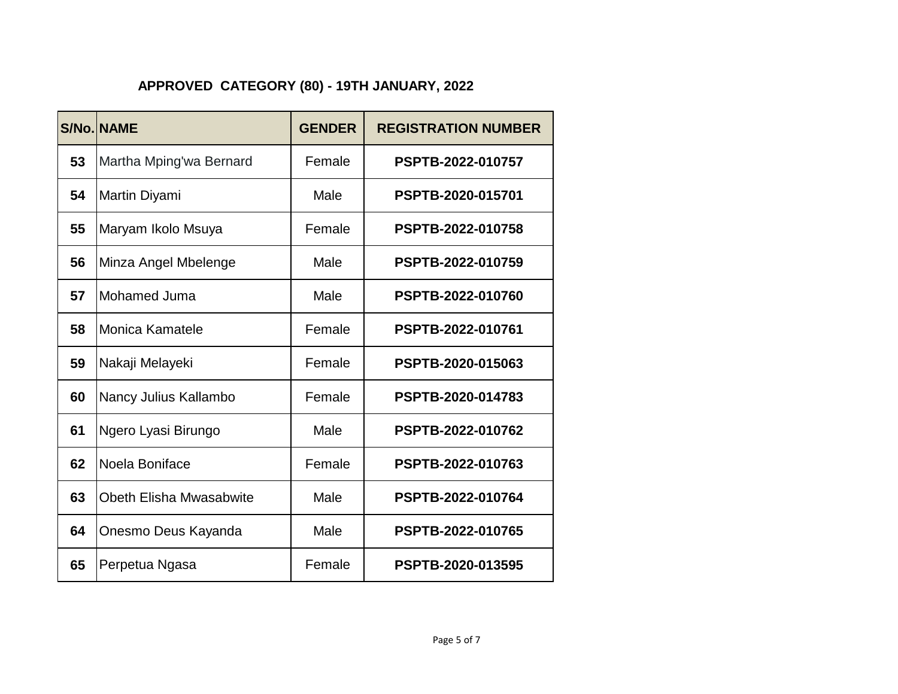## APPROVED CATEGORY (80) - 19TH JANUARY, 2022

| S/No. | NAME | GENDER | REGISTRATION NUMBER |
|---|---|---|---|
| **53** | Martha Mping'wa Bernard | Female | **PSPTB-2022-010757** |
| **54** | Martin Diyami | Male | **PSPTB-2020-015701** |
| **55** | Maryam Ikolo Msuya | Female | **PSPTB-2022-010758** |
| **56** | Minza Angel Mbelenge | Male | **PSPTB-2022-010759** |
| **57** | Mohamed Juma | Male | **PSPTB-2022-010760** |
| **58** | Monica Kamatele | Female | **PSPTB-2022-010761** |
| **59** | Nakaji Melayeki | Female | **PSPTB-2020-015063** |
| **60** | Nancy Julius Kallambo | Female | **PSPTB-2020-014783** |
| **61** | Ngero Lyasi Birungo | Male | **PSPTB-2022-010762** |
| **62** | Noela Boniface | Female | **PSPTB-2022-010763** |
| **63** | Obeth Elisha Mwasabwite | Male | **PSPTB-2022-010764** |
| **64** | Onesmo Deus Kayanda | Male | **PSPTB-2022-010765** |
| **65** | Perpetua Ngasa | Female | **PSPTB-2020-013595** |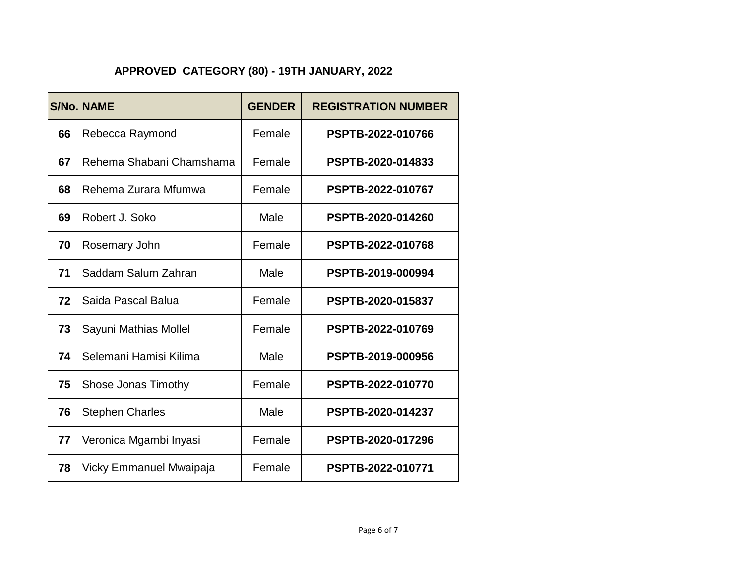**APPROVED CATEGORY (80) - 19TH JANUARY, 2022**

| S/No. | NAME | GENDER | REGISTRATION NUMBER |
|---|---|---|---|
| 66 | Rebecca Raymond | Female | PSPTB-2022-010766 |
| 67 | Rehema Shabani Chamshama | Female | PSPTB-2020-014833 |
| 68 | Rehema Zurara Mfumwa | Female | PSPTB-2022-010767 |
| 69 | Robert J. Soko | Male | PSPTB-2020-014260 |
| 70 | Rosemary John | Female | PSPTB-2022-010768 |
| 71 | Saddam Salum Zahran | Male | PSPTB-2019-000994 |
| 72 | Saida Pascal Balua | Female | PSPTB-2020-015837 |
| 73 | Sayuni Mathias Mollel | Female | PSPTB-2022-010769 |
| 74 | Selemani Hamisi Kilima | Male | PSPTB-2019-000956 |
| 75 | Shose Jonas Timothy | Female | PSPTB-2022-010770 |
| 76 | Stephen Charles | Male | PSPTB-2020-014237 |
| 77 | Veronica Mgambi Inyasi | Female | PSPTB-2020-017296 |
| 78 | Vicky Emmanuel Mwaipaja | Female | PSPTB-2022-010771 |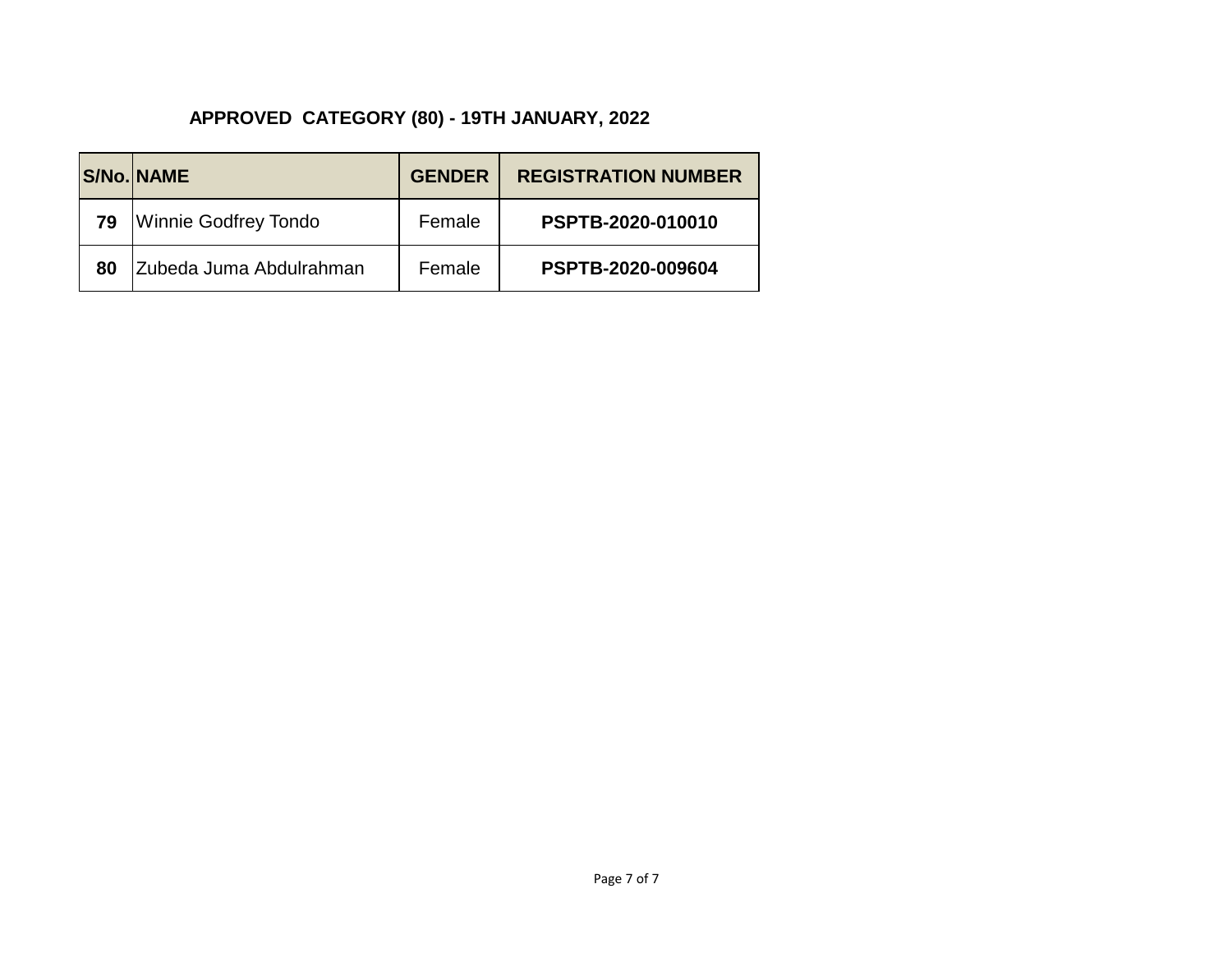**APPROVED CATEGORY (80) - 19TH JANUARY, 2022**

| S/No. | NAME | GENDER | REGISTRATION NUMBER |
|---|---|---|---|
| **79** | Winnie Godfrey Tondo | Female | **PSPTB-2020-010010** |
| **80** | Zubeda Juma Abdulrahman | Female | **PSPTB-2020-009604** |